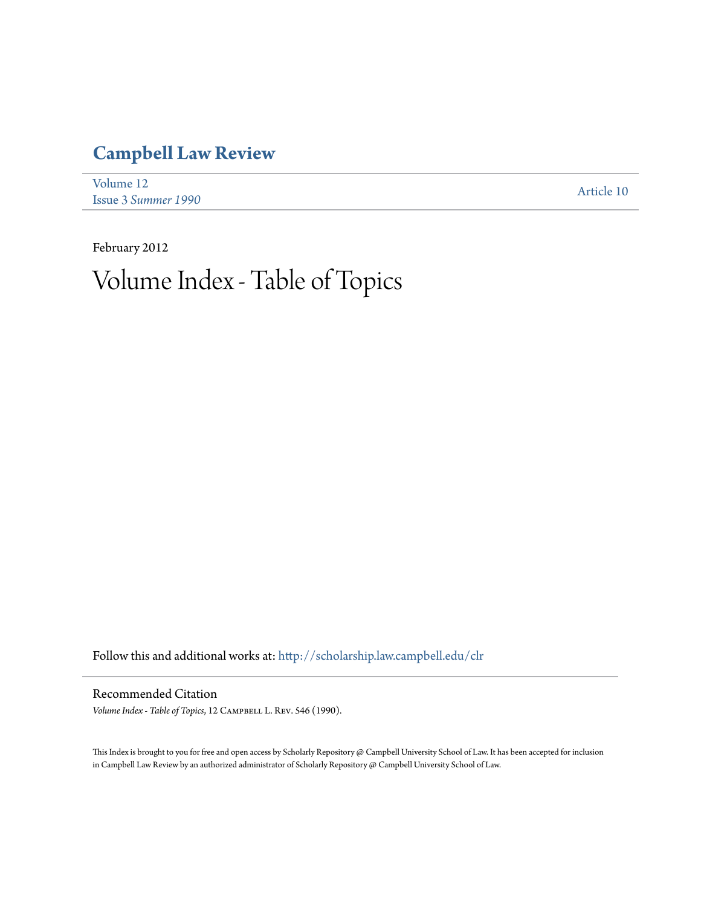# Campbell Law Review

Volume 12
Issue 3 *Summer 1990*

Article 10

February 2012

# Volume Index - Table of Topics

Follow this and additional works at: http://scholarship.law.campbell.edu/clr

Recommended Citation

*Volume Index - Table of Topics*, 12 Campbell L. Rev. 546 (1990).

This Index is brought to you for free and open access by Scholarly Repository @ Campbell University School of Law. It has been accepted for inclusion in Campbell Law Review by an authorized administrator of Scholarly Repository @ Campbell University School of Law.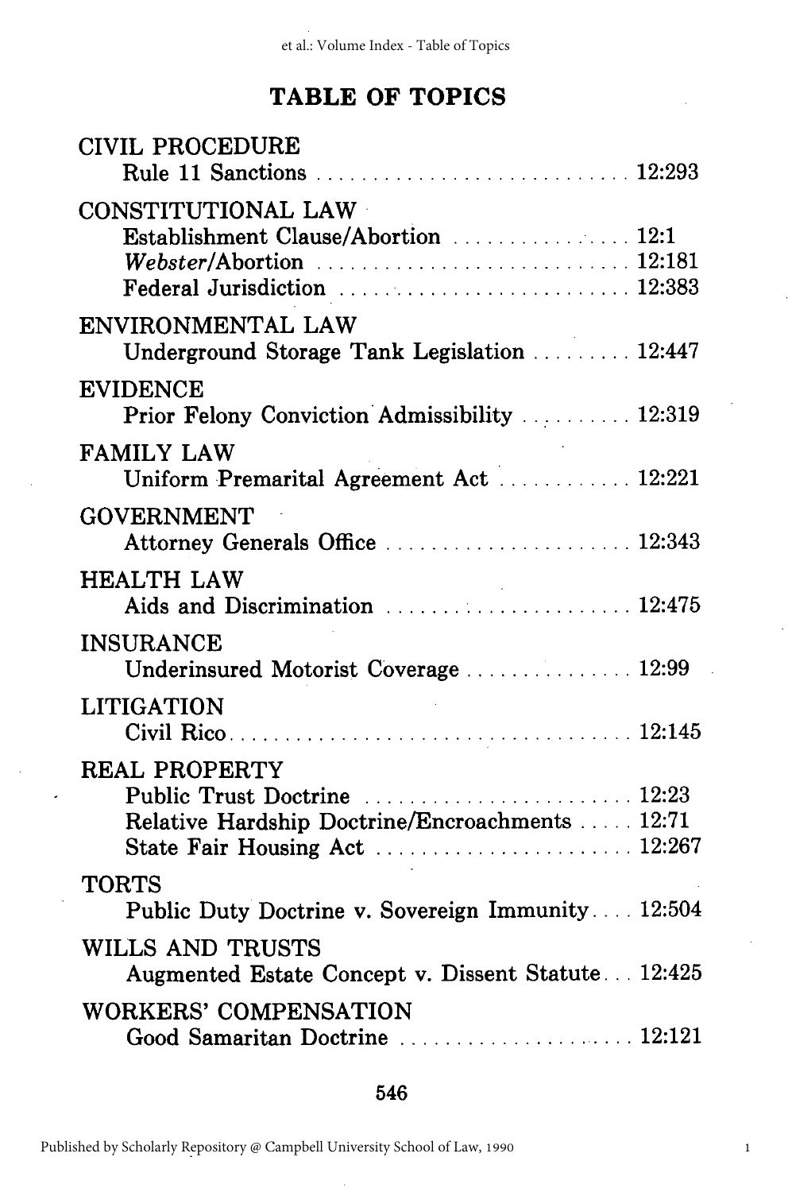# TABLE OF TOPICS

CIVIL PROCEDURE
- Rule 11 Sanctions . . . . . 12:293

CONSTITUTIONAL LAW
- Establishment Clause/Abortion . . . . . 12:1
- *Webster*/Abortion . . . . . 12:181
- Federal Jurisdiction . . . . . 12:383

ENVIRONMENTAL LAW
- Underground Storage Tank Legislation . . . . . 12:447

EVIDENCE
- Prior Felony Conviction Admissibility . . . . . 12:319

FAMILY LAW
- Uniform Premarital Agreement Act . . . . . 12:221

GOVERNMENT
- Attorney Generals Office . . . . . 12:343

HEALTH LAW
- Aids and Discrimination . . . . . 12:475

INSURANCE
- Underinsured Motorist Coverage . . . . . 12:99

LITIGATION
- Civil Rico . . . . . 12:145

REAL PROPERTY
- Public Trust Doctrine . . . . . 12:23
- Relative Hardship Doctrine/Encroachments . . . . . 12:71
- State Fair Housing Act . . . . . 12:267

TORTS
- Public Duty Doctrine v. Sovereign Immunity . . . . 12:504

WILLS AND TRUSTS
- Augmented Estate Concept v. Dissent Statute . . . 12:425

WORKERS' COMPENSATION
- Good Samaritan Doctrine . . . . . 12:121